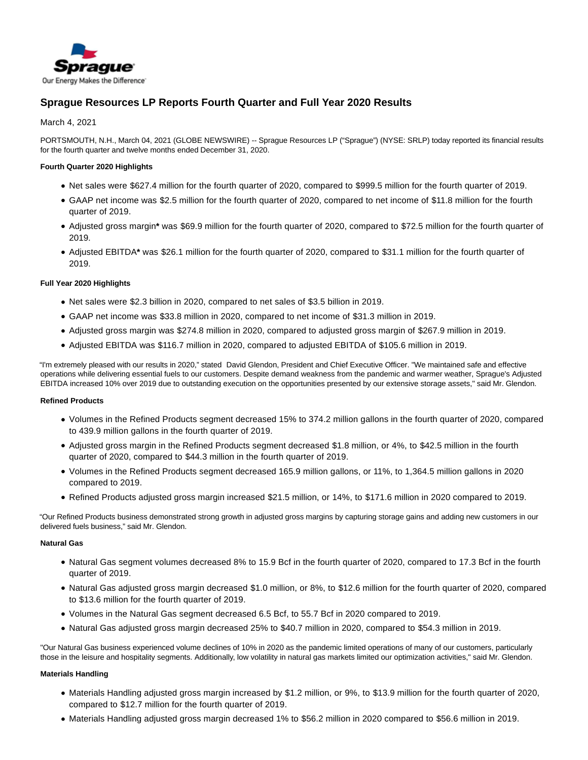Sprague
Our Energy Makes the Difference

# Sprague Resources LP Reports Fourth Quarter and Full Year 2020 Results

March 4, 2021

PORTSMOUTH, N.H., March 04, 2021 (GLOBE NEWSWIRE) -- Sprague Resources LP ("Sprague") (NYSE: SRLP) today reported its financial results for the fourth quarter and twelve months ended December 31, 2020.

**Fourth Quarter 2020 Highlights**

- Net sales were $627.4 million for the fourth quarter of 2020, compared to $999.5 million for the fourth quarter of 2019.
- GAAP net income was $2.5 million for the fourth quarter of 2020, compared to net income of $11.8 million for the fourth quarter of 2019.
- Adjusted gross margin**\*** was $69.9 million for the fourth quarter of 2020, compared to $72.5 million for the fourth quarter of 2019.
- Adjusted EBITDA**\*** was $26.1 million for the fourth quarter of 2020, compared to $31.1 million for the fourth quarter of 2019.

**Full Year 2020 Highlights**

- Net sales were $2.3 billion in 2020, compared to net sales of $3.5 billion in 2019.
- GAAP net income was $33.8 million in 2020, compared to net income of $31.3 million in 2019.
- Adjusted gross margin was $274.8 million in 2020, compared to adjusted gross margin of $267.9 million in 2019.
- Adjusted EBITDA was $116.7 million in 2020, compared to adjusted EBITDA of $105.6 million in 2019.

"I'm extremely pleased with our results in 2020," stated David Glendon, President and Chief Executive Officer. "We maintained safe and effective operations while delivering essential fuels to our customers. Despite demand weakness from the pandemic and warmer weather, Sprague's Adjusted EBITDA increased 10% over 2019 due to outstanding execution on the opportunities presented by our extensive storage assets," said Mr. Glendon.

**Refined Products**

- Volumes in the Refined Products segment decreased 15% to 374.2 million gallons in the fourth quarter of 2020, compared to 439.9 million gallons in the fourth quarter of 2019.
- Adjusted gross margin in the Refined Products segment decreased $1.8 million, or 4%, to $42.5 million in the fourth quarter of 2020, compared to $44.3 million in the fourth quarter of 2019.
- Volumes in the Refined Products segment decreased 165.9 million gallons, or 11%, to 1,364.5 million gallons in 2020 compared to 2019.
- Refined Products adjusted gross margin increased $21.5 million, or 14%, to $171.6 million in 2020 compared to 2019.

"Our Refined Products business demonstrated strong growth in adjusted gross margins by capturing storage gains and adding new customers in our delivered fuels business," said Mr. Glendon.

**Natural Gas**

- Natural Gas segment volumes decreased 8% to 15.9 Bcf in the fourth quarter of 2020, compared to 17.3 Bcf in the fourth quarter of 2019.
- Natural Gas adjusted gross margin decreased $1.0 million, or 8%, to $12.6 million for the fourth quarter of 2020, compared to $13.6 million for the fourth quarter of 2019.
- Volumes in the Natural Gas segment decreased 6.5 Bcf, to 55.7 Bcf in 2020 compared to 2019.
- Natural Gas adjusted gross margin decreased 25% to $40.7 million in 2020, compared to $54.3 million in 2019.

"Our Natural Gas business experienced volume declines of 10% in 2020 as the pandemic limited operations of many of our customers, particularly those in the leisure and hospitality segments. Additionally, low volatility in natural gas markets limited our optimization activities," said Mr. Glendon.

**Materials Handling**

- Materials Handling adjusted gross margin increased by $1.2 million, or 9%, to $13.9 million for the fourth quarter of 2020, compared to $12.7 million for the fourth quarter of 2019.
- Materials Handling adjusted gross margin decreased 1% to $56.2 million in 2020 compared to $56.6 million in 2019.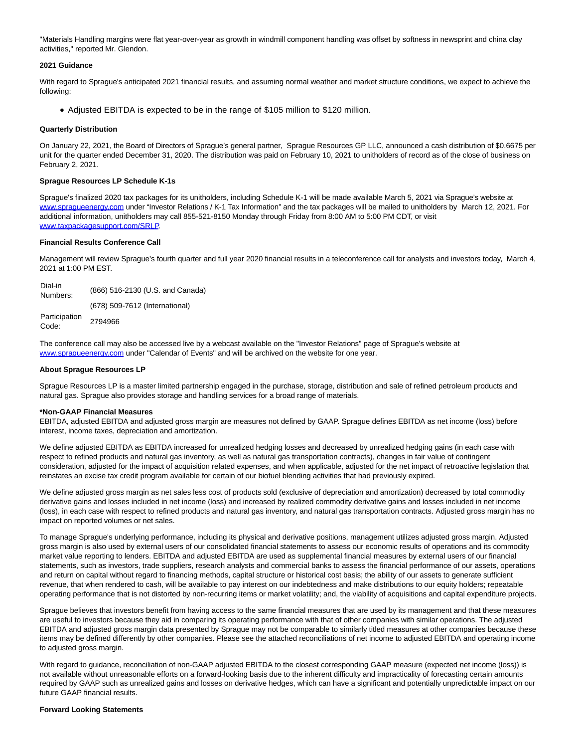"Materials Handling margins were flat year-over-year as growth in windmill component handling was offset by softness in newsprint and china clay activities," reported Mr. Glendon.

**2021 Guidance**

With regard to Sprague's anticipated 2021 financial results, and assuming normal weather and market structure conditions, we expect to achieve the following:

- Adjusted EBITDA is expected to be in the range of $105 million to $120 million.

**Quarterly Distribution**

On January 22, 2021, the Board of Directors of Sprague's general partner, Sprague Resources GP LLC, announced a cash distribution of $0.6675 per unit for the quarter ended December 31, 2020. The distribution was paid on February 10, 2021 to unitholders of record as of the close of business on February 2, 2021.

**Sprague Resources LP Schedule K-1s**

Sprague's finalized 2020 tax packages for its unitholders, including Schedule K-1 will be made available March 5, 2021 via Sprague's website at www.spragueenergy.com under "Investor Relations / K-1 Tax Information" and the tax packages will be mailed to unitholders by March 12, 2021. For additional information, unitholders may call 855-521-8150 Monday through Friday from 8:00 AM to 5:00 PM CDT, or visit www.taxpackagesupport.com/SRLP.

**Financial Results Conference Call**

Management will review Sprague's fourth quarter and full year 2020 financial results in a teleconference call for analysts and investors today, March 4, 2021 at 1:00 PM EST.

| | |
|---|---|
| Dial-in Numbers: | (866) 516-2130 (U.S. and Canada) |
| | (678) 509-7612 (International) |
| Participation Code: | 2794966 |

The conference call may also be accessed live by a webcast available on the "Investor Relations" page of Sprague's website at www.spragueenergy.com under "Calendar of Events" and will be archived on the website for one year.

**About Sprague Resources LP**

Sprague Resources LP is a master limited partnership engaged in the purchase, storage, distribution and sale of refined petroleum products and natural gas. Sprague also provides storage and handling services for a broad range of materials.

**\*Non-GAAP Financial Measures**

EBITDA, adjusted EBITDA and adjusted gross margin are measures not defined by GAAP. Sprague defines EBITDA as net income (loss) before interest, income taxes, depreciation and amortization.

We define adjusted EBITDA as EBITDA increased for unrealized hedging losses and decreased by unrealized hedging gains (in each case with respect to refined products and natural gas inventory, as well as natural gas transportation contracts), changes in fair value of contingent consideration, adjusted for the impact of acquisition related expenses, and when applicable, adjusted for the net impact of retroactive legislation that reinstates an excise tax credit program available for certain of our biofuel blending activities that had previously expired.

We define adjusted gross margin as net sales less cost of products sold (exclusive of depreciation and amortization) decreased by total commodity derivative gains and losses included in net income (loss) and increased by realized commodity derivative gains and losses included in net income (loss), in each case with respect to refined products and natural gas inventory, and natural gas transportation contracts. Adjusted gross margin has no impact on reported volumes or net sales.

To manage Sprague's underlying performance, including its physical and derivative positions, management utilizes adjusted gross margin. Adjusted gross margin is also used by external users of our consolidated financial statements to assess our economic results of operations and its commodity market value reporting to lenders. EBITDA and adjusted EBITDA are used as supplemental financial measures by external users of our financial statements, such as investors, trade suppliers, research analysts and commercial banks to assess the financial performance of our assets, operations and return on capital without regard to financing methods, capital structure or historical cost basis; the ability of our assets to generate sufficient revenue, that when rendered to cash, will be available to pay interest on our indebtedness and make distributions to our equity holders; repeatable operating performance that is not distorted by non-recurring items or market volatility; and, the viability of acquisitions and capital expenditure projects.

Sprague believes that investors benefit from having access to the same financial measures that are used by its management and that these measures are useful to investors because they aid in comparing its operating performance with that of other companies with similar operations. The adjusted EBITDA and adjusted gross margin data presented by Sprague may not be comparable to similarly titled measures at other companies because these items may be defined differently by other companies. Please see the attached reconciliations of net income to adjusted EBITDA and operating income to adjusted gross margin.

With regard to guidance, reconciliation of non-GAAP adjusted EBITDA to the closest corresponding GAAP measure (expected net income (loss)) is not available without unreasonable efforts on a forward-looking basis due to the inherent difficulty and impracticality of forecasting certain amounts required by GAAP such as unrealized gains and losses on derivative hedges, which can have a significant and potentially unpredictable impact on our future GAAP financial results.

**Forward Looking Statements**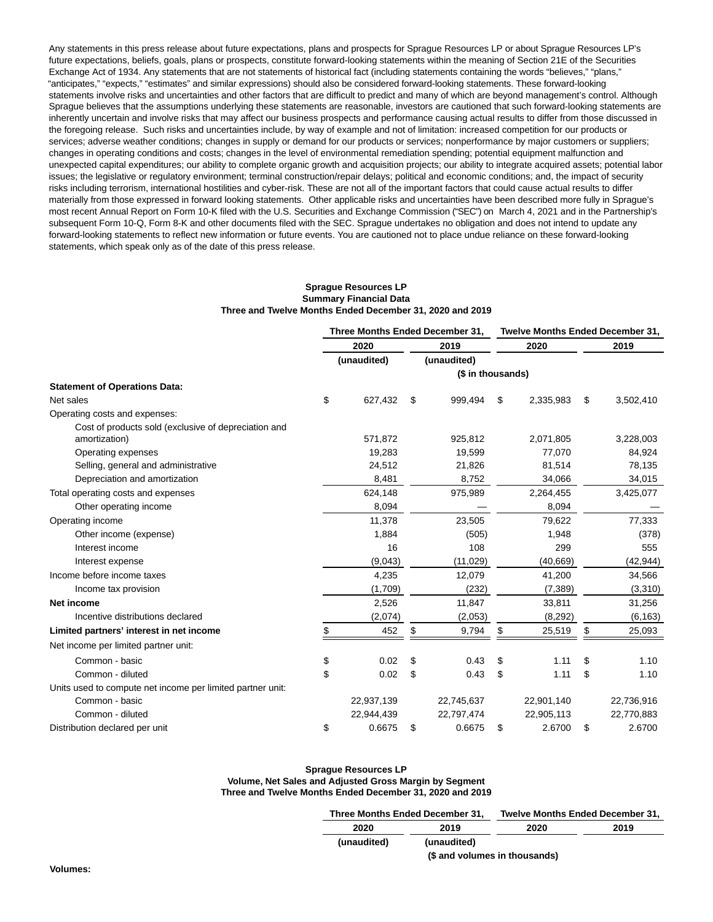Any statements in this press release about future expectations, plans and prospects for Sprague Resources LP or about Sprague Resources LP's future expectations, beliefs, goals, plans or prospects, constitute forward-looking statements within the meaning of Section 21E of the Securities Exchange Act of 1934. Any statements that are not statements of historical fact (including statements containing the words "believes," "plans," "anticipates," "expects," "estimates" and similar expressions) should also be considered forward-looking statements. These forward-looking statements involve risks and uncertainties and other factors that are difficult to predict and many of which are beyond management's control. Although Sprague believes that the assumptions underlying these statements are reasonable, investors are cautioned that such forward-looking statements are inherently uncertain and involve risks that may affect our business prospects and performance causing actual results to differ from those discussed in the foregoing release. Such risks and uncertainties include, by way of example and not of limitation: increased competition for our products or services; adverse weather conditions; changes in supply or demand for our products or services; nonperformance by major customers or suppliers; changes in operating conditions and costs; changes in the level of environmental remediation spending; potential equipment malfunction and unexpected capital expenditures; our ability to complete organic growth and acquisition projects; our ability to integrate acquired assets; potential labor issues; the legislative or regulatory environment; terminal construction/repair delays; political and economic conditions; and, the impact of security risks including terrorism, international hostilities and cyber-risk. These are not all of the important factors that could cause actual results to differ materially from those expressed in forward looking statements. Other applicable risks and uncertainties have been described more fully in Sprague's most recent Annual Report on Form 10-K filed with the U.S. Securities and Exchange Commission ("SEC") on March 4, 2021 and in the Partnership's subsequent Form 10-Q, Form 8-K and other documents filed with the SEC. Sprague undertakes no obligation and does not intend to update any forward-looking statements to reflect new information or future events. You are cautioned not to place undue reliance on these forward-looking statements, which speak only as of the date of this press release.

**Sprague Resources LP**
**Summary Financial Data**
**Three and Twelve Months Ended December 31, 2020 and 2019**

| | Three Months Ended December 31, | | Twelve Months Ended December 31, | |
|---|---|---|---|---|
| | 2020 | 2019 | 2020 | 2019 |
| | (unaudited) | (unaudited) | | |
| | ($ in thousands) | | | |
| **Statement of Operations Data:** | | | | |
| Net sales | $ 627,432 | $ 999,494 | $ 2,335,983 | $ 3,502,410 |
| Operating costs and expenses: | | | | |
| Cost of products sold (exclusive of depreciation and amortization) | 571,872 | 925,812 | 2,071,805 | 3,228,003 |
| Operating expenses | 19,283 | 19,599 | 77,070 | 84,924 |
| Selling, general and administrative | 24,512 | 21,826 | 81,514 | 78,135 |
| Depreciation and amortization | 8,481 | 8,752 | 34,066 | 34,015 |
| Total operating costs and expenses | 624,148 | 975,989 | 2,264,455 | 3,425,077 |
| Other operating income | 8,094 | — | 8,094 | — |
| Operating income | 11,378 | 23,505 | 79,622 | 77,333 |
| Other income (expense) | 1,884 | (505) | 1,948 | (378) |
| Interest income | 16 | 108 | 299 | 555 |
| Interest expense | (9,043) | (11,029) | (40,669) | (42,944) |
| Income before income taxes | 4,235 | 12,079 | 41,200 | 34,566 |
| Income tax provision | (1,709) | (232) | (7,389) | (3,310) |
| **Net income** | 2,526 | 11,847 | 33,811 | 31,256 |
| Incentive distributions declared | (2,074) | (2,053) | (8,292) | (6,163) |
| **Limited partners' interest in net income** | $ 452 | $ 9,794 | $ 25,519 | $ 25,093 |
| Net income per limited partner unit: | | | | |
| Common - basic | $ 0.02 | $ 0.43 | $ 1.11 | $ 1.10 |
| Common - diluted | $ 0.02 | $ 0.43 | $ 1.11 | $ 1.10 |
| Units used to compute net income per limited partner unit: | | | | |
| Common - basic | 22,937,139 | 22,745,637 | 22,901,140 | 22,736,916 |
| Common - diluted | 22,944,439 | 22,797,474 | 22,905,113 | 22,770,883 |
| Distribution declared per unit | $ 0.6675 | $ 0.6675 | $ 2.6700 | $ 2.6700 |

**Sprague Resources LP**
**Volume, Net Sales and Adjusted Gross Margin by Segment**
**Three and Twelve Months Ended December 31, 2020 and 2019**

| | Three Months Ended December 31, | | Twelve Months Ended December 31, | |
|---|---|---|---|---|
| | 2020 | 2019 | 2020 | 2019 |
| | (unaudited) | (unaudited) | | |
| | ($ and volumes in thousands) | | | |
| **Volumes:** | | | | |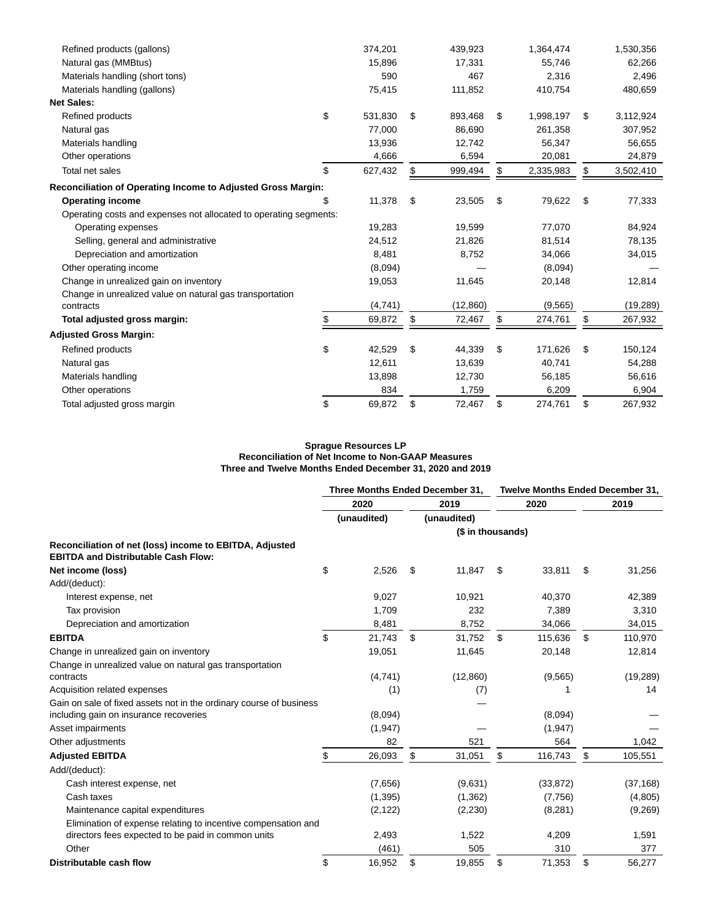| | | | | |
|---|---|---|---|---|
| Refined products (gallons) | 374,201 | 439,923 | 1,364,474 | 1,530,356 |
| Natural gas (MMBtus) | 15,896 | 17,331 | 55,746 | 62,266 |
| Materials handling (short tons) | 590 | 467 | 2,316 | 2,496 |
| Materials handling (gallons) | 75,415 | 111,852 | 410,754 | 480,659 |
| **Net Sales:** | | | | |
| Refined products | $ 531,830 | $ 893,468 | $ 1,998,197 | $ 3,112,924 |
| Natural gas | 77,000 | 86,690 | 261,358 | 307,952 |
| Materials handling | 13,936 | 12,742 | 56,347 | 56,655 |
| Other operations | 4,666 | 6,594 | 20,081 | 24,879 |
| Total net sales | $ 627,432 | $ 999,494 | $ 2,335,983 | $ 3,502,410 |
| **Reconciliation of Operating Income to Adjusted Gross Margin:** | | | | |
| **Operating income** | $ 11,378 | $ 23,505 | $ 79,622 | $ 77,333 |
| Operating costs and expenses not allocated to operating segments: | | | | |
| Operating expenses | 19,283 | 19,599 | 77,070 | 84,924 |
| Selling, general and administrative | 24,512 | 21,826 | 81,514 | 78,135 |
| Depreciation and amortization | 8,481 | 8,752 | 34,066 | 34,015 |
| Other operating income | (8,094) | — | (8,094) | — |
| Change in unrealized gain on inventory | 19,053 | 11,645 | 20,148 | 12,814 |
| Change in unrealized value on natural gas transportation contracts | (4,741) | (12,860) | (9,565) | (19,289) |
| **Total adjusted gross margin:** | $ 69,872 | $ 72,467 | $ 274,761 | $ 267,932 |
| **Adjusted Gross Margin:** | | | | |
| Refined products | $ 42,529 | $ 44,339 | $ 171,626 | $ 150,124 |
| Natural gas | 12,611 | 13,639 | 40,741 | 54,288 |
| Materials handling | 13,898 | 12,730 | 56,185 | 56,616 |
| Other operations | 834 | 1,759 | 6,209 | 6,904 |
| Total adjusted gross margin | $ 69,872 | $ 72,467 | $ 274,761 | $ 267,932 |

**Sprague Resources LP**
**Reconciliation of Net Income to Non-GAAP Measures**
**Three and Twelve Months Ended December 31, 2020 and 2019**

| | Three Months Ended December 31, | | Twelve Months Ended December 31, | |
|---|---|---|---|---|
| | 2020 | 2019 | 2020 | 2019 |
| | (unaudited) | (unaudited) | | |
| | ($ in thousands) | | | |
| **Reconciliation of net (loss) income to EBITDA, Adjusted EBITDA and Distributable Cash Flow:** | | | | |
| **Net income (loss)** | $ 2,526 | $ 11,847 | $ 33,811 | $ 31,256 |
| Add/(deduct): | | | | |
| Interest expense, net | 9,027 | 10,921 | 40,370 | 42,389 |
| Tax provision | 1,709 | 232 | 7,389 | 3,310 |
| Depreciation and amortization | 8,481 | 8,752 | 34,066 | 34,015 |
| **EBITDA** | $ 21,743 | $ 31,752 | $ 115,636 | $ 110,970 |
| Change in unrealized gain on inventory | 19,051 | 11,645 | 20,148 | 12,814 |
| Change in unrealized value on natural gas transportation contracts | (4,741) | (12,860) | (9,565) | (19,289) |
| Acquisition related expenses | (1) | (7) | 1 | 14 |
| Gain on sale of fixed assets not in the ordinary course of business including gain on insurance recoveries | (8,094) | — | (8,094) | — |
| Asset impairments | (1,947) | — | (1,947) | — |
| Other adjustments | 82 | 521 | 564 | 1,042 |
| **Adjusted EBITDA** | $ 26,093 | $ 31,051 | $ 116,743 | $ 105,551 |
| Add/(deduct): | | | | |
| Cash interest expense, net | (7,656) | (9,631) | (33,872) | (37,168) |
| Cash taxes | (1,395) | (1,362) | (7,756) | (4,805) |
| Maintenance capital expenditures | (2,122) | (2,230) | (8,281) | (9,269) |
| Elimination of expense relating to incentive compensation and directors fees expected to be paid in common units | 2,493 | 1,522 | 4,209 | 1,591 |
| Other | (461) | 505 | 310 | 377 |
| **Distributable cash flow** | $ 16,952 | $ 19,855 | $ 71,353 | $ 56,277 |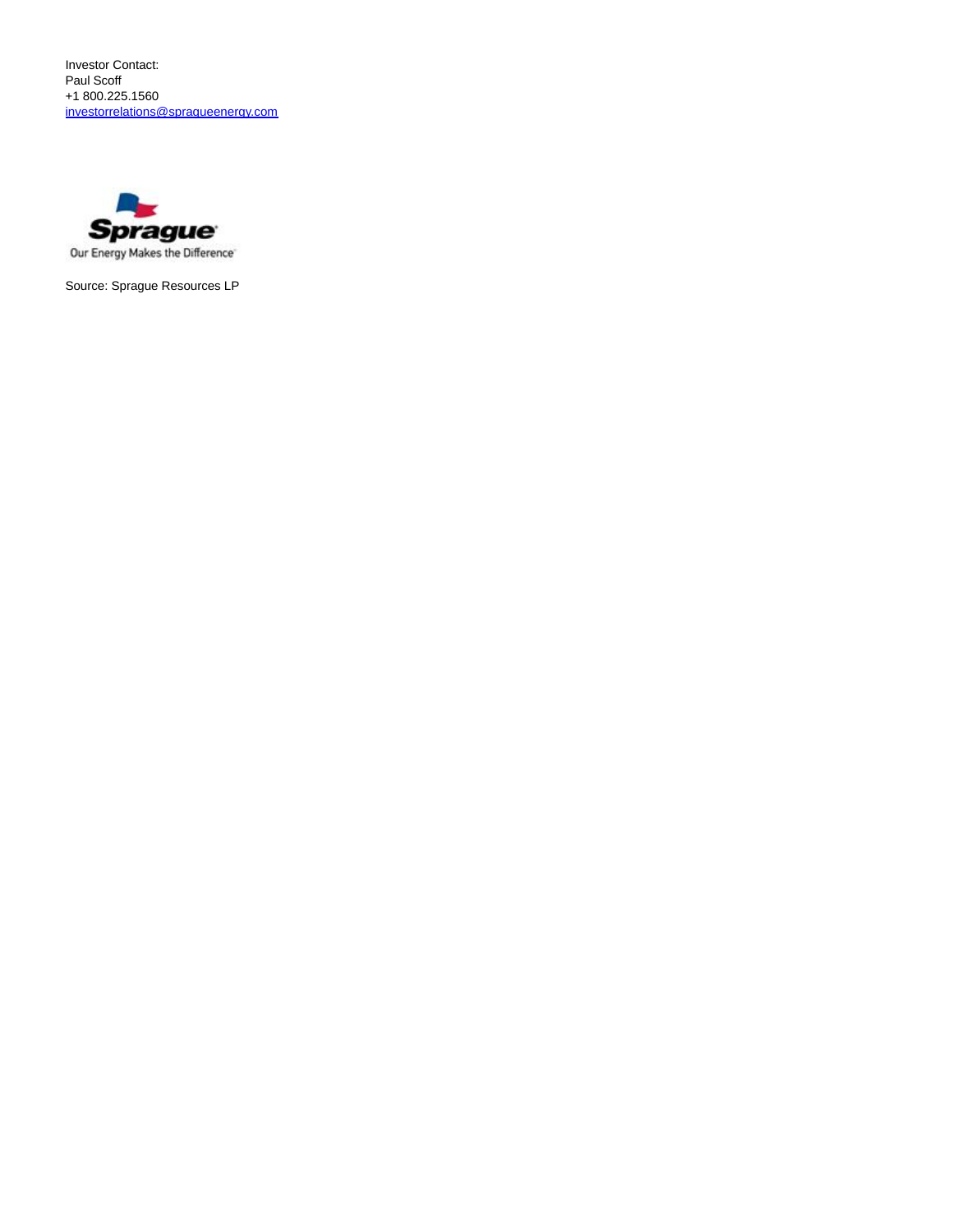Investor Contact:
Paul Scoff
+1 800.225.1560
investorrelations@spragueenergy.com

Sprague
Our Energy Makes the Difference

Source: Sprague Resources LP